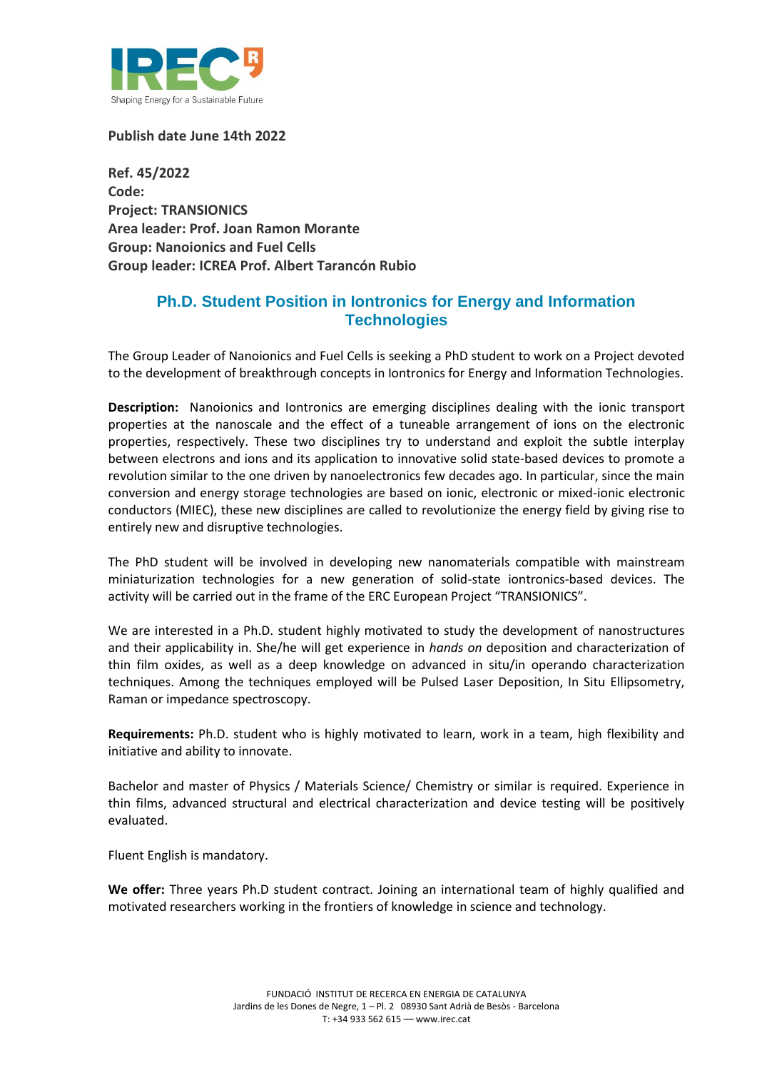**Publish date June 14th 2022**

**Ref. 45/2022**
**Code:**
**Project: TRANSIONICS**
**Area leader: Prof. Joan Ramon Morante**
**Group: Nanoionics and Fuel Cells**
**Group leader: ICREA Prof. Albert Tarancón Rubio**

## Ph.D. Student Position in Iontronics for Energy and Information Technologies

The Group Leader of Nanoionics and Fuel Cells is seeking a PhD student to work on a Project devoted to the development of breakthrough concepts in Iontronics for Energy and Information Technologies.

**Description:** Nanoionics and Iontronics are emerging disciplines dealing with the ionic transport properties at the nanoscale and the effect of a tuneable arrangement of ions on the electronic properties, respectively. These two disciplines try to understand and exploit the subtle interplay between electrons and ions and its application to innovative solid state-based devices to promote a revolution similar to the one driven by nanoelectronics few decades ago. In particular, since the main conversion and energy storage technologies are based on ionic, electronic or mixed-ionic electronic conductors (MIEC), these new disciplines are called to revolutionize the energy field by giving rise to entirely new and disruptive technologies.

The PhD student will be involved in developing new nanomaterials compatible with mainstream miniaturization technologies for a new generation of solid-state iontronics-based devices. The activity will be carried out in the frame of the ERC European Project "TRANSIONICS".

We are interested in a Ph.D. student highly motivated to study the development of nanostructures and their applicability in. She/he will get experience in *hands on* deposition and characterization of thin film oxides, as well as a deep knowledge on advanced in situ/in operando characterization techniques. Among the techniques employed will be Pulsed Laser Deposition, In Situ Ellipsometry, Raman or impedance spectroscopy.

**Requirements:** Ph.D. student who is highly motivated to learn, work in a team, high flexibility and initiative and ability to innovate.

Bachelor and master of Physics / Materials Science/ Chemistry or similar is required. Experience in thin films, advanced structural and electrical characterization and device testing will be positively evaluated.

Fluent English is mandatory.

**We offer:** Three years Ph.D student contract. Joining an international team of highly qualified and motivated researchers working in the frontiers of knowledge in science and technology.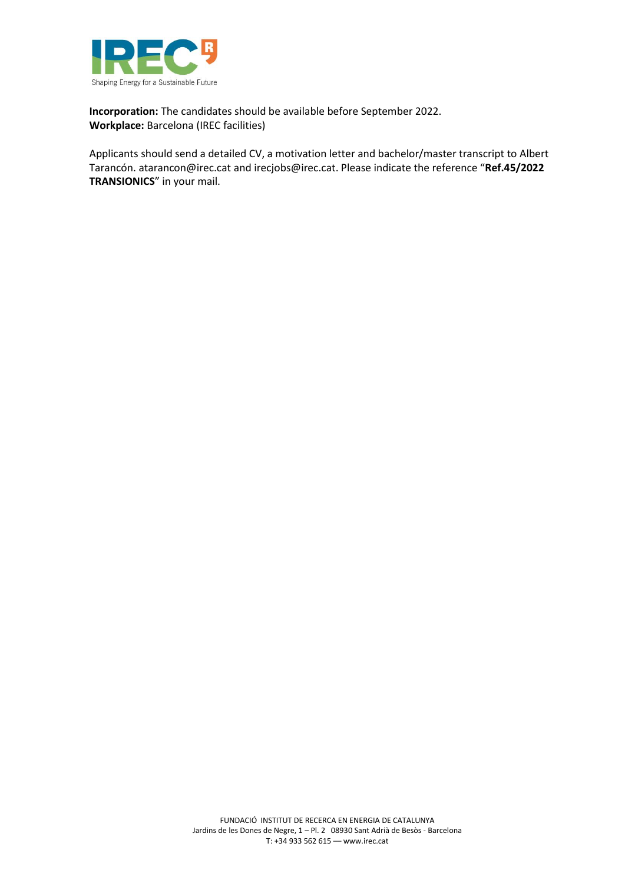**Incorporation:** The candidates should be available before September 2022.
**Workplace:** Barcelona (IREC facilities)

Applicants should send a detailed CV, a motivation letter and bachelor/master transcript to Albert Tarancón. atarancon@irec.cat and irecjobs@irec.cat. Please indicate the reference "**Ref.45/2022 TRANSIONICS**" in your mail.